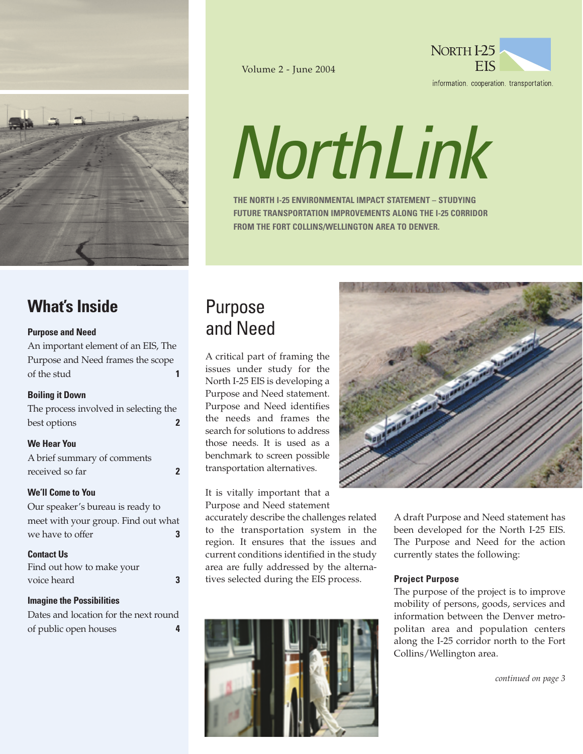Volume 2 - June 2004

NORTH I-25 EIS

information. cooperation. transportation.

# NorthLink

**THE NORTH I-25 ENVIRONMENTAL IMPACT STATEMENT – STUDYING FUTURE TRANSPORTATION IMPROVEMENTS ALONG THE I-25 CORRIDOR FROM THE FORT COLLINS/WELLINGTON AREA TO DENVER.**

## What's Inside

**Purpose and Need**
An important element of an EIS, The Purpose and Need frames the scope of the stud **1**

**Boiling it Down**
The process involved in selecting the best options **2**

**We Hear You**
A brief summary of comments received so far **2**

**We'll Come to You**
Our speaker's bureau is ready to meet with your group. Find out what we have to offer **3**

**Contact Us**
Find out how to make your voice heard **3**

**Imagine the Possibilities**
Dates and location for the next round of public open houses **4**

## Purpose and Need

A critical part of framing the issues under study for the North I-25 EIS is developing a Purpose and Need statement. Purpose and Need identifies the needs and frames the search for solutions to address those needs. It is used as a benchmark to screen possible transportation alternatives.

It is vitally important that a Purpose and Need statement accurately describe the challenges related to the transportation system in the region. It ensures that the issues and current conditions identified in the study area are fully addressed by the alternatives selected during the EIS process.

A draft Purpose and Need statement has been developed for the North I-25 EIS. The Purpose and Need for the action currently states the following:

**Project Purpose**
The purpose of the project is to improve mobility of persons, goods, services and information between the Denver metropolitan area and population centers along the I-25 corridor north to the Fort Collins/Wellington area.

*continued on page 3*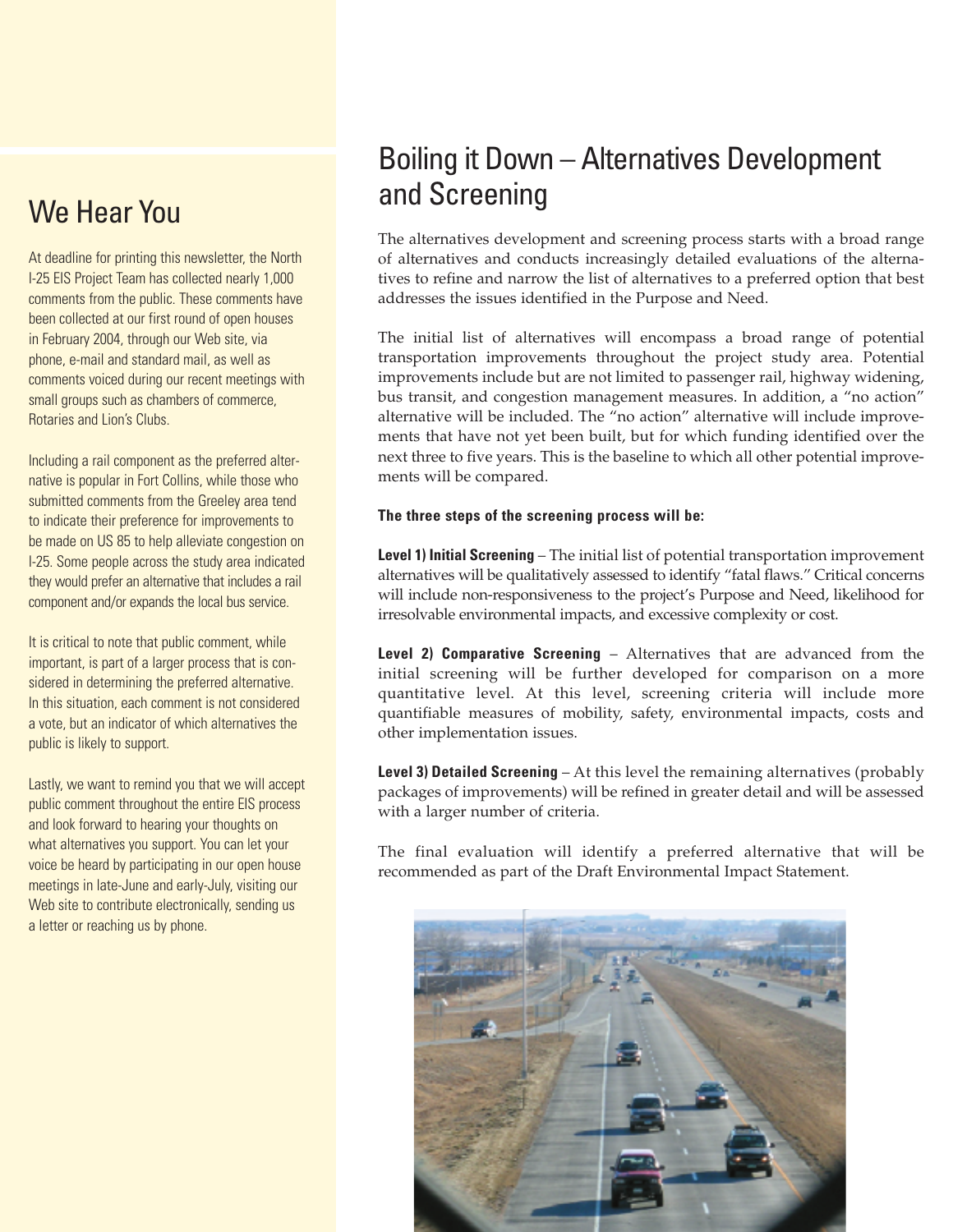## We Hear You

At deadline for printing this newsletter, the North I-25 EIS Project Team has collected nearly 1,000 comments from the public. These comments have been collected at our first round of open houses in February 2004, through our Web site, via phone, e-mail and standard mail, as well as comments voiced during our recent meetings with small groups such as chambers of commerce, Rotaries and Lion's Clubs.

Including a rail component as the preferred alternative is popular in Fort Collins, while those who submitted comments from the Greeley area tend to indicate their preference for improvements to be made on US 85 to help alleviate congestion on I-25. Some people across the study area indicated they would prefer an alternative that includes a rail component and/or expands the local bus service.

It is critical to note that public comment, while important, is part of a larger process that is considered in determining the preferred alternative. In this situation, each comment is not considered a vote, but an indicator of which alternatives the public is likely to support.

Lastly, we want to remind you that we will accept public comment throughout the entire EIS process and look forward to hearing your thoughts on what alternatives you support. You can let your voice be heard by participating in our open house meetings in late-June and early-July, visiting our Web site to contribute electronically, sending us a letter or reaching us by phone.

## Boiling it Down – Alternatives Development and Screening

The alternatives development and screening process starts with a broad range of alternatives and conducts increasingly detailed evaluations of the alternatives to refine and narrow the list of alternatives to a preferred option that best addresses the issues identified in the Purpose and Need.

The initial list of alternatives will encompass a broad range of potential transportation improvements throughout the project study area. Potential improvements include but are not limited to passenger rail, highway widening, bus transit, and congestion management measures. In addition, a "no action" alternative will be included. The "no action" alternative will include improvements that have not yet been built, but for which funding identified over the next three to five years. This is the baseline to which all other potential improvements will be compared.

**The three steps of the screening process will be:**

**Level 1) Initial Screening** – The initial list of potential transportation improvement alternatives will be qualitatively assessed to identify "fatal flaws." Critical concerns will include non-responsiveness to the project's Purpose and Need, likelihood for irresolvable environmental impacts, and excessive complexity or cost.

**Level 2) Comparative Screening** – Alternatives that are advanced from the initial screening will be further developed for comparison on a more quantitative level. At this level, screening criteria will include more quantifiable measures of mobility, safety, environmental impacts, costs and other implementation issues.

**Level 3) Detailed Screening** – At this level the remaining alternatives (probably packages of improvements) will be refined in greater detail and will be assessed with a larger number of criteria.

The final evaluation will identify a preferred alternative that will be recommended as part of the Draft Environmental Impact Statement.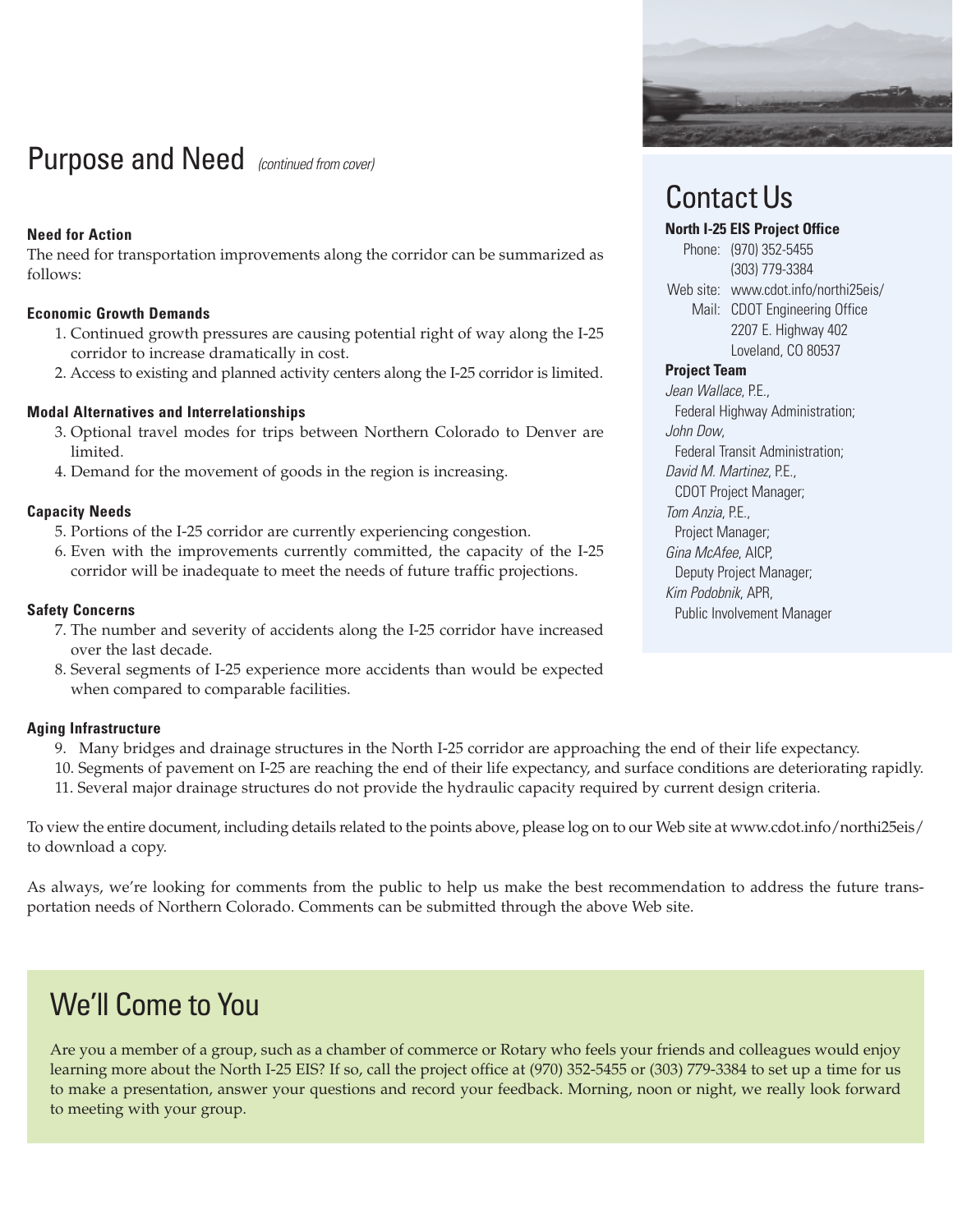# Purpose and Need *(continued from cover)*

### Need for Action

The need for transportation improvements along the corridor can be summarized as follows:

#### Economic Growth Demands

1. Continued growth pressures are causing potential right of way along the I-25 corridor to increase dramatically in cost.
2. Access to existing and planned activity centers along the I-25 corridor is limited.

#### Modal Alternatives and Interrelationships

3. Optional travel modes for trips between Northern Colorado to Denver are limited.
4. Demand for the movement of goods in the region is increasing.

#### Capacity Needs

5. Portions of the I-25 corridor are currently experiencing congestion.
6. Even with the improvements currently committed, the capacity of the I-25 corridor will be inadequate to meet the needs of future traffic projections.

#### Safety Concerns

7. The number and severity of accidents along the I-25 corridor have increased over the last decade.
8. Several segments of I-25 experience more accidents than would be expected when compared to comparable facilities.

#### Aging Infrastructure

9. Many bridges and drainage structures in the North I-25 corridor are approaching the end of their life expectancy.
10. Segments of pavement on I-25 are reaching the end of their life expectancy, and surface conditions are deteriorating rapidly.
11. Several major drainage structures do not provide the hydraulic capacity required by current design criteria.

To view the entire document, including details related to the points above, please log on to our Web site at www.cdot.info/northi25eis/ to download a copy.

As always, we're looking for comments from the public to help us make the best recommendation to address the future transportation needs of Northern Colorado. Comments can be submitted through the above Web site.

# Contact Us

**North I-25 EIS Project Office**

Phone: (970) 352-5455
(303) 779-3384
Web site: www.cdot.info/northi25eis/
Mail: CDOT Engineering Office
2207 E. Highway 402
Loveland, CO 80537

**Project Team**

*Jean Wallace*, P.E.,
Federal Highway Administration;
*John Dow*,
Federal Transit Administration;
*David M. Martinez*, P.E.,
CDOT Project Manager;
*Tom Anzia*, P.E.,
Project Manager;
*Gina McAfee*, AICP,
Deputy Project Manager;
*Kim Podobnik*, APR,
Public Involvement Manager

# We'll Come to You

Are you a member of a group, such as a chamber of commerce or Rotary who feels your friends and colleagues would enjoy learning more about the North I-25 EIS? If so, call the project office at (970) 352-5455 or (303) 779-3384 to set up a time for us to make a presentation, answer your questions and record your feedback. Morning, noon or night, we really look forward to meeting with your group.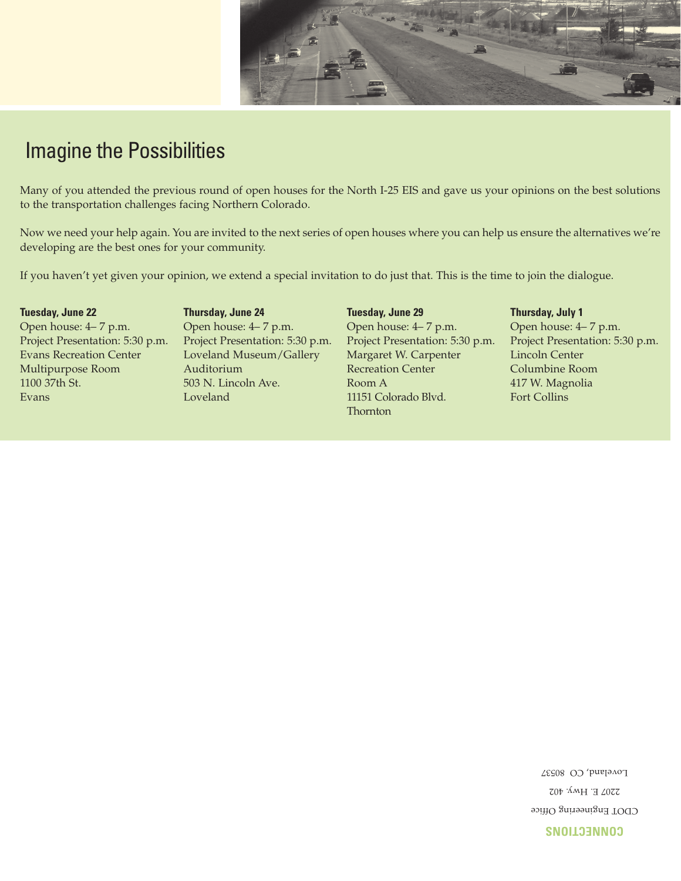# Imagine the Possibilities

Many of you attended the previous round of open houses for the North I-25 EIS and gave us your opinions on the best solutions to the transportation challenges facing Northern Colorado.

Now we need your help again. You are invited to the next series of open houses where you can help us ensure the alternatives we're developing are the best ones for your community.

If you haven't yet given your opinion, we extend a special invitation to do just that. This is the time to join the dialogue.

**Tuesday, June 22**
Open house: 4– 7 p.m.
Project Presentation: 5:30 p.m.
Evans Recreation Center
Multipurpose Room
1100 37th St.
Evans

**Thursday, June 24**
Open house: 4– 7 p.m.
Project Presentation: 5:30 p.m.
Loveland Museum/Gallery
Auditorium
503 N. Lincoln Ave.
Loveland

**Tuesday, June 29**
Open house: 4– 7 p.m.
Project Presentation: 5:30 p.m.
Margaret W. Carpenter
Recreation Center
Room A
11151 Colorado Blvd.
Thornton

**Thursday, July 1**
Open house: 4– 7 p.m.
Project Presentation: 5:30 p.m.
Lincoln Center
Columbine Room
417 W. Magnolia
Fort Collins

**CONNECTIONS**

CDOT Engineering Office
2207 E. Hwy. 402
Loveland, CO 80537